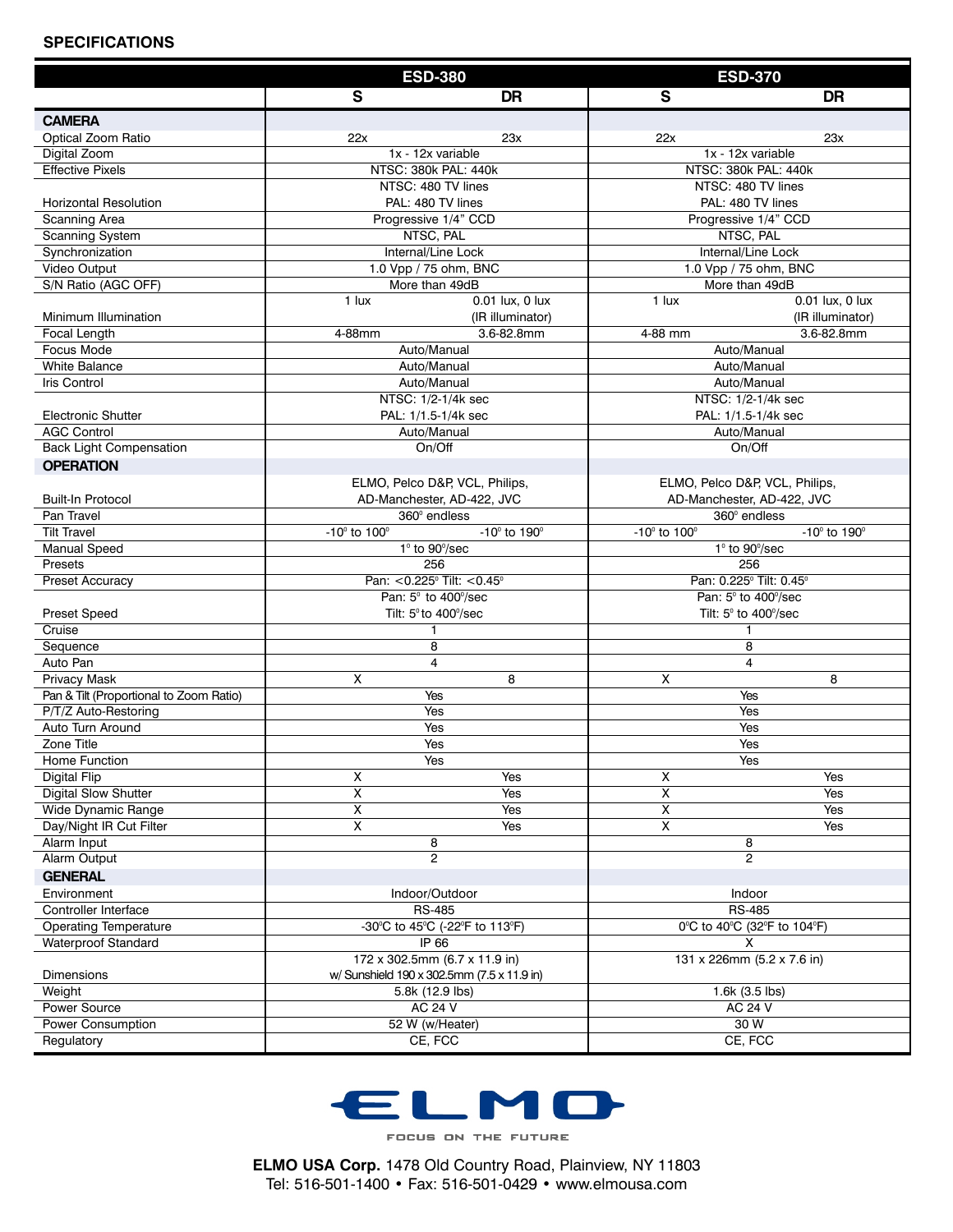## SPECIFICATIONS

| | ESD-380 | | ESD-370 | |
|---|---|---|---|---|
| | S | DR | S | DR |
| **CAMERA** | | | | |
| Optical Zoom Ratio | 22x | 23x | 22x | 23x |
| Digital Zoom | 1x - 12x variable | | 1x - 12x variable | |
| Effective Pixels | NTSC: 380k PAL: 440k | | NTSC: 380k PAL: 440k | |
| Horizontal Resolution | NTSC: 480 TV lines PAL: 480 TV lines | | NTSC: 480 TV lines PAL: 480 TV lines | |
| Scanning Area | Progressive 1/4" CCD | | Progressive 1/4" CCD | |
| Scanning System | NTSC, PAL | | NTSC, PAL | |
| Synchronization | Internal/Line Lock | | Internal/Line Lock | |
| Video Output | 1.0 Vpp / 75 ohm, BNC | | 1.0 Vpp / 75 ohm, BNC | |
| S/N Ratio (AGC OFF) | More than 49dB | | More than 49dB | |
| Minimum Illumination | 1 lux | 0.01 lux, 0 lux (IR illuminator) | 1 lux | 0.01 lux, 0 lux (IR illuminator) |
| Focal Length | 4-88mm | 3.6-82.8mm | 4-88 mm | 3.6-82.8mm |
| Focus Mode | Auto/Manual | | Auto/Manual | |
| White Balance | Auto/Manual | | Auto/Manual | |
| Iris Control | Auto/Manual | | Auto/Manual | |
| Electronic Shutter | NTSC: 1/2-1/4k sec PAL: 1/1.5-1/4k sec | | NTSC: 1/2-1/4k sec PAL: 1/1.5-1/4k sec | |
| AGC Control | Auto/Manual | | Auto/Manual | |
| Back Light Compensation | On/Off | | On/Off | |
| **OPERATION** | | | | |
| Built-In Protocol | ELMO, Pelco D&P, VCL, Philips, AD-Manchester, AD-422, JVC | | ELMO, Pelco D&P, VCL, Philips, AD-Manchester, AD-422, JVC | |
| Pan Travel | 360° endless | | 360° endless | |
| Tilt Travel | -10° to 100° | -10° to 190° | -10° to 100° | -10° to 190° |
| Manual Speed | 1° to 90°/sec | | 1° to 90°/sec | |
| Presets | 256 | | 256 | |
| Preset Accuracy | Pan: <0.225° Tilt: <0.45° | | Pan: 0.225° Tilt: 0.45° | |
| Preset Speed | Pan: 5° to 400°/sec Tilt: 5° to 400°/sec | | Pan: 5° to 400°/sec Tilt: 5° to 400°/sec | |
| Cruise | 1 | | 1 | |
| Sequence | 8 | | 8 | |
| Auto Pan | 4 | | 4 | |
| Privacy Mask | X | 8 | X | 8 |
| Pan & Tilt (Proportional to Zoom Ratio) | Yes | | Yes | |
| P/T/Z Auto-Restoring | Yes | | Yes | |
| Auto Turn Around | Yes | | Yes | |
| Zone Title | Yes | | Yes | |
| Home Function | Yes | | Yes | |
| Digital Flip | X | Yes | X | Yes |
| Digital Slow Shutter | X | Yes | X | Yes |
| Wide Dynamic Range | X | Yes | X | Yes |
| Day/Night IR Cut Filter | X | Yes | X | Yes |
| Alarm Input | 8 | | 8 | |
| Alarm Output | 2 | | 2 | |
| **GENERAL** | | | | |
| Environment | Indoor/Outdoor | | Indoor | |
| Controller Interface | RS-485 | | RS-485 | |
| Operating Temperature | -30°C to 45°C (-22°F to 113°F) | | 0°C to 40°C (32°F to 104°F) | |
| Waterproof Standard | IP 66 | | X | |
| Dimensions | 172 x 302.5mm (6.7 x 11.9 in) w/ Sunshield 190 x 302.5mm (7.5 x 11.9 in) | | 131 x 226mm (5.2 x 7.6 in) | |
| Weight | 5.8k (12.9 lbs) | | 1.6k (3.5 lbs) | |
| Power Source | AC 24 V | | AC 24 V | |
| Power Consumption | 52 W (w/Heater) | | 30 W | |
| Regulatory | CE, FCC | | CE, FCC | |

ELMO

FOCUS ON THE FUTURE

**ELMO USA Corp.** 1478 Old Country Road, Plainview, NY 11803
Tel: 516-501-1400 • Fax: 516-501-0429 • www.elmousa.com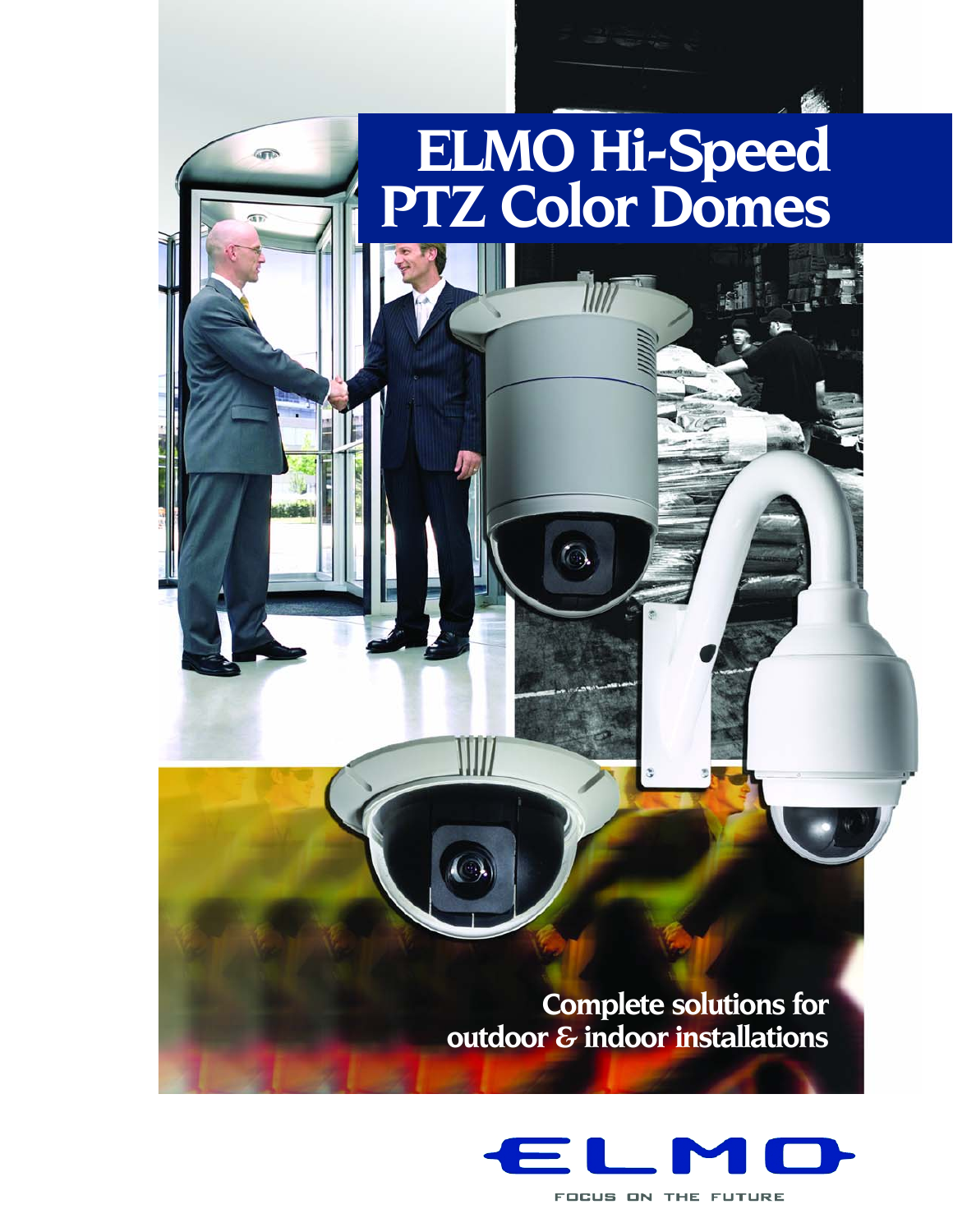# ELMO Hi-Speed PTZ Color Domes

Complete solutions for outdoor & indoor installations

ELMO

FOCUS ON THE FUTURE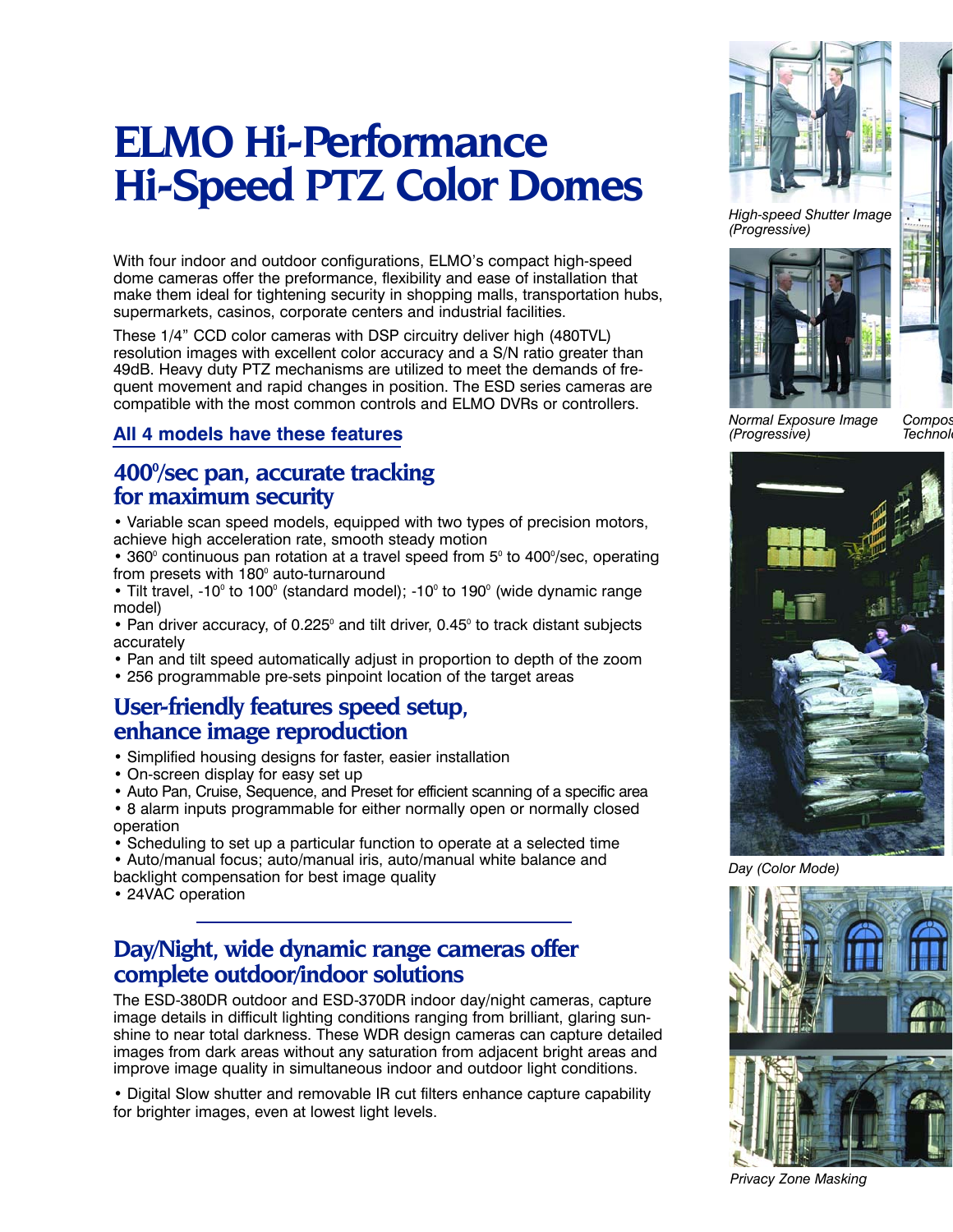# ELMO Hi-Performance Hi-Speed PTZ Color Domes

With four indoor and outdoor configurations, ELMO's compact high-speed dome cameras offer the preformance, flexibility and ease of installation that make them ideal for tightening security in shopping malls, transportation hubs, supermarkets, casinos, corporate centers and industrial facilities.

These 1/4" CCD color cameras with DSP circuitry deliver high (480TVL) resolution images with excellent color accuracy and a S/N ratio greater than 49dB. Heavy duty PTZ mechanisms are utilized to meet the demands of frequent movement and rapid changes in position. The ESD series cameras are compatible with the most common controls and ELMO DVRs or controllers.

### All 4 models have these features

## 400°/sec pan, accurate tracking for maximum security

- Variable scan speed models, equipped with two types of precision motors, achieve high acceleration rate, smooth steady motion
- 360° continuous pan rotation at a travel speed from 5° to 400°/sec, operating from presets with 180° auto-turnaround
- Tilt travel, -10° to 100° (standard model); -10° to 190° (wide dynamic range model)
- Pan driver accuracy, of 0.225° and tilt driver, 0.45° to track distant subjects accurately
- Pan and tilt speed automatically adjust in proportion to depth of the zoom
- 256 programmable pre-sets pinpoint location of the target areas

## User-friendly features speed setup, enhance image reproduction

- Simplified housing designs for faster, easier installation
- On-screen display for easy set up
- Auto Pan, Cruise, Sequence, and Preset for efficient scanning of a specific area
- 8 alarm inputs programmable for either normally open or normally closed operation
- Scheduling to set up a particular function to operate at a selected time
- Auto/manual focus; auto/manual iris, auto/manual white balance and backlight compensation for best image quality
- 24VAC operation

## Day/Night, wide dynamic range cameras offer complete outdoor/indoor solutions

The ESD-380DR outdoor and ESD-370DR indoor day/night cameras, capture image details in difficult lighting conditions ranging from brilliant, glaring sunshine to near total darkness. These WDR design cameras can capture detailed images from dark areas without any saturation from adjacent bright areas and improve image quality in simultaneous indoor and outdoor light conditions.

- Digital Slow shutter and removable IR cut filters enhance capture capability for brighter images, even at lowest light levels.

*High-speed Shutter Image (Progressive)*

*Normal Exposure Image (Progressive)*

*Compos... Technol...*

*Day (Color Mode)*

*Privacy Zone Masking*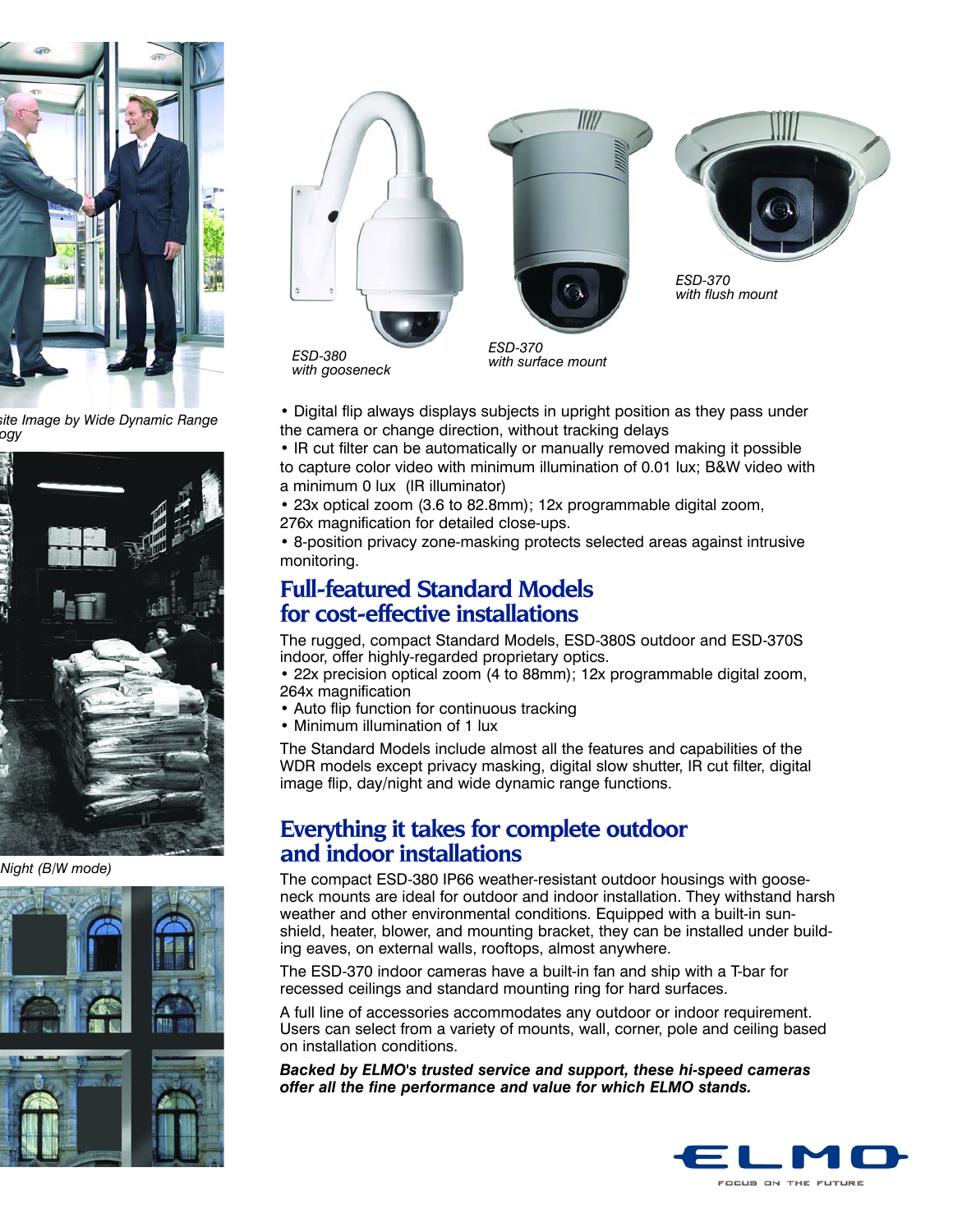site Image by Wide Dynamic Range
ogy

Night (B/W mode)

ESD-380
with gooseneck

ESD-370
with surface mount

ESD-370
with flush mount

- Digital flip always displays subjects in upright position as they pass under the camera or change direction, without tracking delays
- IR cut filter can be automatically or manually removed making it possible to capture color video with minimum illumination of 0.01 lux; B&W video with a minimum 0 lux (IR illuminator)
- 23x optical zoom (3.6 to 82.8mm); 12x programmable digital zoom, 276x magnification for detailed close-ups.
- 8-position privacy zone-masking protects selected areas against intrusive monitoring.

## Full-featured Standard Models for cost-effective installations

The rugged, compact Standard Models, ESD-380S outdoor and ESD-370S indoor, offer highly-regarded proprietary optics.

- 22x precision optical zoom (4 to 88mm); 12x programmable digital zoom, 264x magnification
- Auto flip function for continuous tracking
- Minimum illumination of 1 lux

The Standard Models include almost all the features and capabilities of the WDR models except privacy masking, digital slow shutter, IR cut filter, digital image flip, day/night and wide dynamic range functions.

## Everything it takes for complete outdoor and indoor installations

The compact ESD-380 IP66 weather-resistant outdoor housings with gooseneck mounts are ideal for outdoor and indoor installation. They withstand harsh weather and other environmental conditions. Equipped with a built-in sunshield, heater, blower, and mounting bracket, they can be installed under building eaves, on external walls, rooftops, almost anywhere.

The ESD-370 indoor cameras have a built-in fan and ship with a T-bar for recessed ceilings and standard mounting ring for hard surfaces.

A full line of accessories accommodates any outdoor or indoor requirement. Users can select from a variety of mounts, wall, corner, pole and ceiling based on installation conditions.

***Backed by ELMO's trusted service and support, these hi-speed cameras offer all the fine performance and value for which ELMO stands.***

ELMO
FOCUS ON THE FUTURE